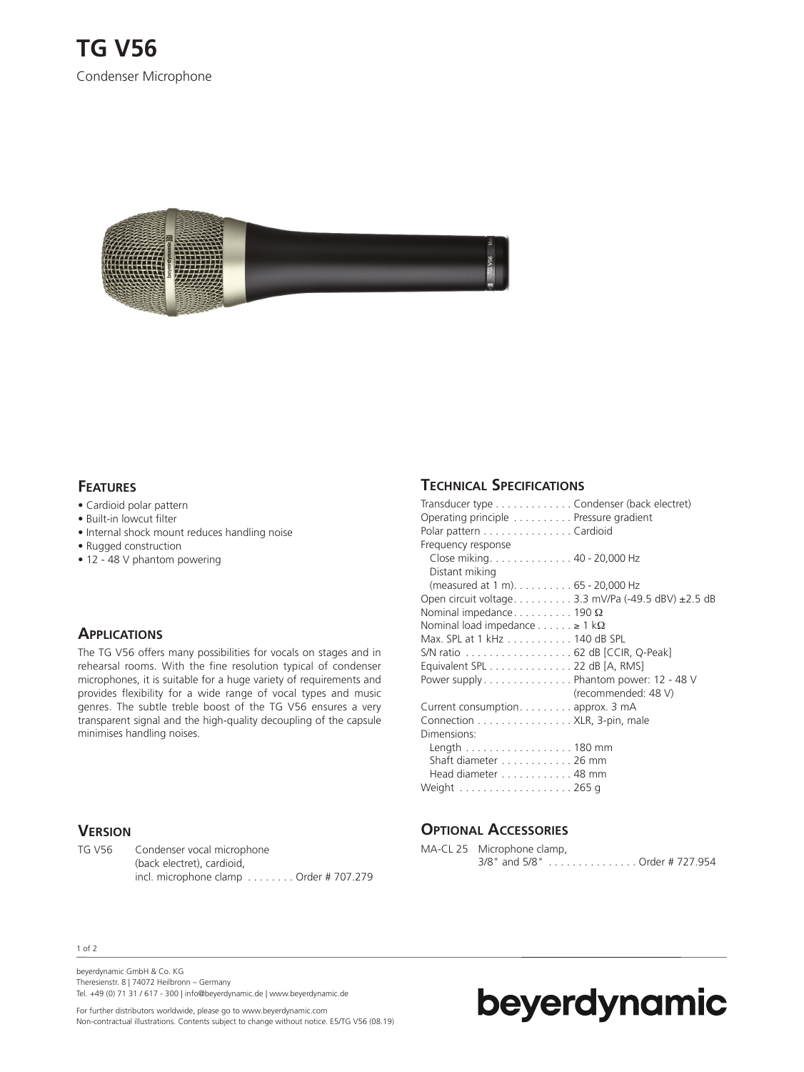# TG V56

Condenser Microphone

## Features

- Cardioid polar pattern
- Built-in lowcut filter
- Internal shock mount reduces handling noise
- Rugged construction
- 12 - 48 V phantom powering

## Applications

The TG V56 offers many possibilities for vocals on stages and in rehearsal rooms. With the fine resolution typical of condenser microphones, it is suitable for a huge variety of requirements and provides flexibility for a wide range of vocal types and music genres. The subtle treble boost of the TG V56 ensures a very transparent signal and the high-quality decoupling of the capsule minimises handling noises.

## Version

| | |
|---|---|
| TG V56 | Condenser vocal microphone (back electret), cardioid, incl. microphone clamp . . . . . . . . Order # 707.279 |

## Technical Specifications

| | |
|---|---|
| Transducer type | Condenser (back electret) |
| Operating principle | Pressure gradient |
| Polar pattern | Cardioid |
| Frequency response | |
| Close miking | 40 - 20,000 Hz |
| Distant miking (measured at 1 m) | 65 - 20,000 Hz |
| Open circuit voltage | 3.3 mV/Pa (-49.5 dBV) ±2.5 dB |
| Nominal impedance | 190 Ω |
| Nominal load impedance | ≥ 1 kΩ |
| Max. SPL at 1 kHz | 140 dB SPL |
| S/N ratio | 62 dB [CCIR, Q-Peak] |
| Equivalent SPL | 22 dB [A, RMS] |
| Power supply | Phantom power: 12 - 48 V (recommended: 48 V) |
| Current consumption | approx. 3 mA |
| Connection | XLR, 3-pin, male |
| Dimensions: | |
| Length | 180 mm |
| Shaft diameter | 26 mm |
| Head diameter | 48 mm |
| Weight | 265 g |

## Optional Accessories

| | |
|---|---|
| MA-CL 25 | Microphone clamp, 3/8" and 5/8" . . . . . . . . . . . . . . . Order # 727.954 |

beyerdynamic GmbH & Co. KG
Theresienstr. 8 | 74072 Heilbronn – Germany
Tel. +49 (0) 71 31 / 617 - 300 | info@beyerdynamic.de | www.beyerdynamic.de

For further distributors worldwide, please go to www.beyerdynamic.com
Non-contractual illustrations. Contents subject to change without notice. E5/TG V56 (08.19)

beyerdynamic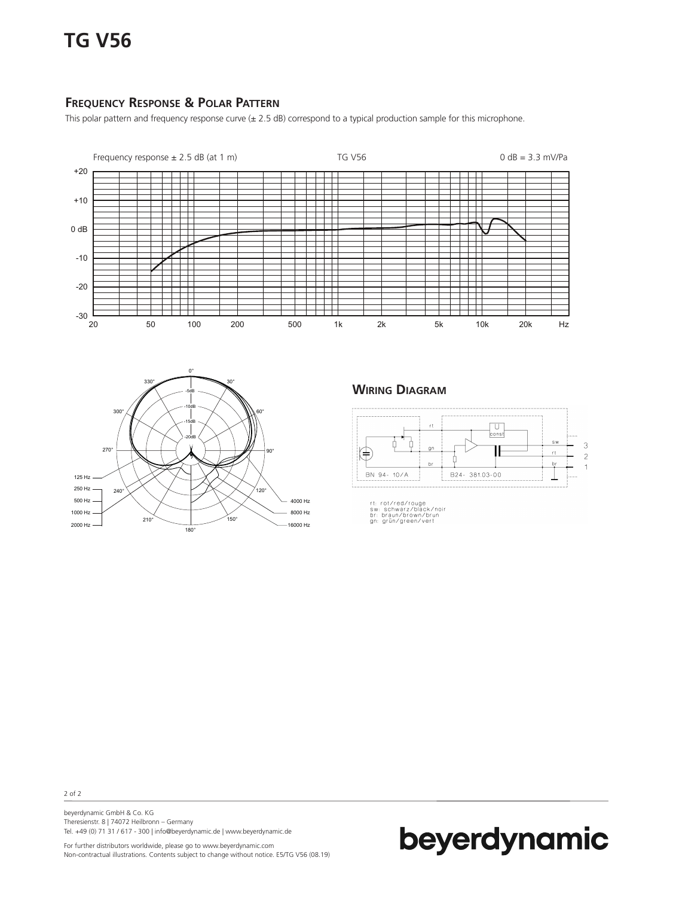# TG V56

## Frequency Response & Polar Pattern

This polar pattern and frequency response curve (± 2.5 dB) correspond to a typical production sample for this microphone.

Frequency response ± 2.5 dB (at 1 m)

TG V56

0 dB = 3.3 mV/Pa

+20
+10
0 dB
-10
-20
-30

20 50 100 200 500 1k 2k 5k 10k 20k Hz

0°
330°
30°
300°
60°
270°
90°
240°
120°
210°
150°
180°
-5dB
-10dB
-15dB
-20dB

125 Hz
250 Hz
500 Hz
1000 Hz
2000 Hz
4000 Hz
8000 Hz
16000 Hz

## Wiring Diagram

rt
gn
br
U const
sw
rt
br
3
2
1
BN 94- 10/A
B24- 381 03-00

rt: rot/red/rouge
sw: schwarz/black/noir
br: braun/brown/brun
gn: grün/green/vert

beyerdynamic GmbH & Co. KG
Theresienstr. 8 | 74072 Heilbronn – Germany
Tel. +49 (0) 71 31 / 617 - 300 | info@beyerdynamic.de | www.beyerdynamic.de

For further distributors worldwide, please go to www.beyerdynamic.com
Non-contractual illustrations. Contents subject to change without notice. E5/TG V56 (08.19)

beyerdynamic